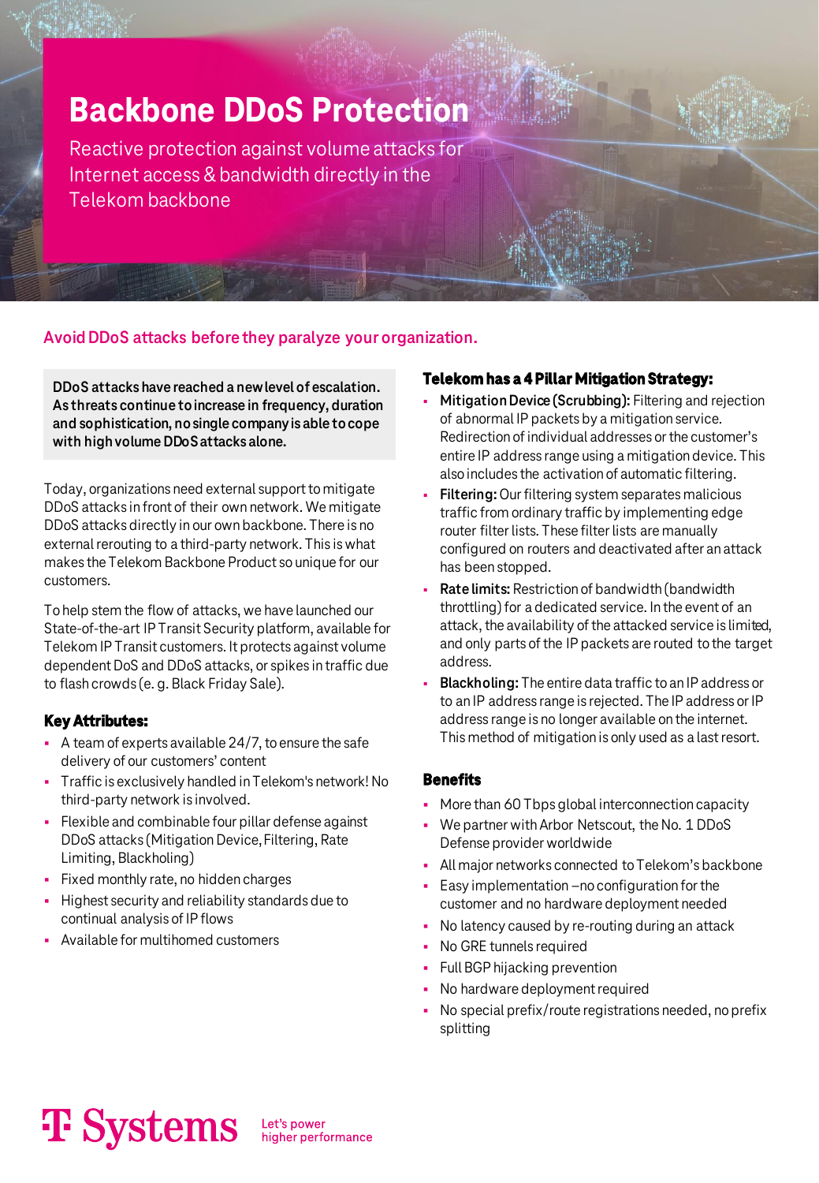# Backbone DDoS Protection

Reactive protection against volume attacks for Internet access & bandwidth directly in the Telekom backbone

## Avoid DDoS attacks before they paralyze your organization.

**DDoS attacks have reached a new level of escalation. As threats continue to increase in frequency, duration and sophistication, no single company is able to cope with high volume DDoS attacks alone.**

Today, organizations need external support to mitigate DDoS attacks in front of their own network. We mitigate DDoS attacks directly in our own backbone. There is no external rerouting to a third-party network. This is what makes the Telekom Backbone Product so unique for our customers.

To help stem the flow of attacks, we have launched our State-of-the-art IP Transit Security platform, available for Telekom IP Transit customers. It protects against volume dependent DoS and DDoS attacks, or spikes in traffic due to flash crowds (e. g. Black Friday Sale).

### Key Attributes:

- A team of experts available 24/7, to ensure the safe delivery of our customers' content
- Traffic is exclusively handled in Telekom's network! No third-party network is involved.
- Flexible and combinable four pillar defense against DDoS attacks (Mitigation Device, Filtering, Rate Limiting, Blackholing)
- Fixed monthly rate, no hidden charges
- Highest security and reliability standards due to continual analysis of IP flows
- Available for multihomed customers

### Telekom has a 4 Pillar Mitigation Strategy:

- **Mitigation Device (Scrubbing):** Filtering and rejection of abnormal IP packets by a mitigation service. Redirection of individual addresses or the customer's entire IP address range using a mitigation device. This also includes the activation of automatic filtering.
- **Filtering:** Our filtering system separates malicious traffic from ordinary traffic by implementing edge router filter lists. These filter lists are manually configured on routers and deactivated after an attack has been stopped.
- **Rate limits:** Restriction of bandwidth (bandwidth throttling) for a dedicated service. In the event of an attack, the availability of the attacked service is limited, and only parts of the IP packets are routed to the target address.
- **Blackholing:** The entire data traffic to an IP address or to an IP address range is rejected. The IP address or IP address range is no longer available on the internet. This method of mitigation is only used as a last resort.

### Benefits

- More than 60 Tbps global interconnection capacity
- We partner with Arbor Netscout, the No. 1 DDoS Defense provider worldwide
- All major networks connected to Telekom's backbone
- Easy implementation – no configuration for the customer and no hardware deployment needed
- No latency caused by re-routing during an attack
- No GRE tunnels required
- Full BGP hijacking prevention
- No hardware deployment required
- No special prefix/route registrations needed, no prefix splitting

T Systems Let's power higher performance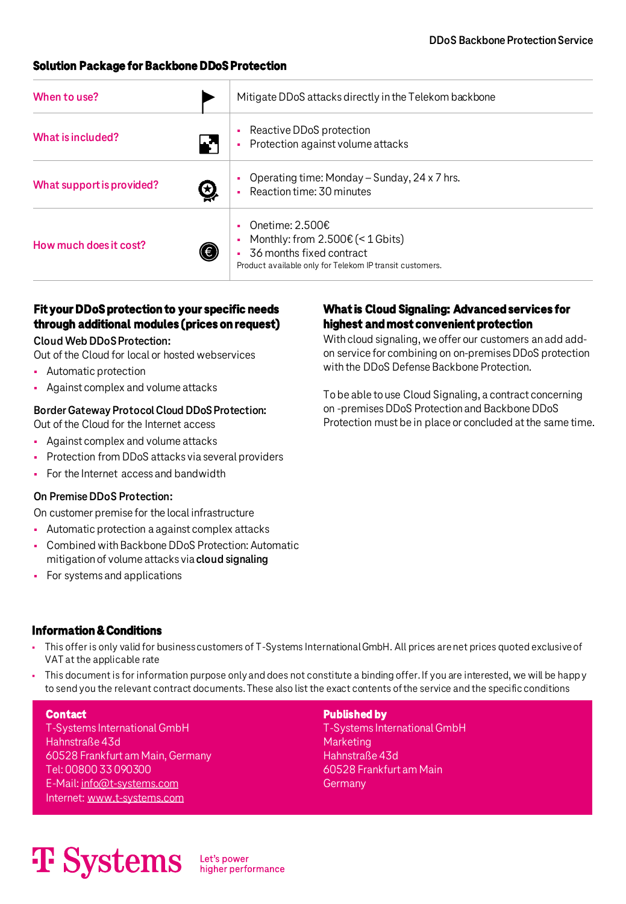## Solution Package for Backbone DDoS Protection

| | |
|---|---|
| When to use? | Mitigate DDoS attacks directly in the Telekom backbone |
| What is included? | ▪ Reactive DDoS protection<br>▪ Protection against volume attacks |
| What support is provided? | ▪ Operating time: Monday – Sunday, 24 x 7 hrs.<br>▪ Reaction time: 30 minutes |
| How much does it cost? | ▪ Onetime: 2.500€<br>▪ Monthly: from 2.500€ (< 1 Gbits)<br>▪ 36 months fixed contract<br>Product available only for Telekom IP transit customers. |

### Fit your DDoS protection to your specific needs through additional modules (prices on request)

**Cloud Web DDoS Protection:**
Out of the Cloud for local or hosted webservices

- Automatic protection
- Against complex and volume attacks

**Border Gateway Protocol Cloud DDoS Protection:**
Out of the Cloud for the Internet access

- Against complex and volume attacks
- Protection from DDoS attacks via several providers
- For the Internet access and bandwidth

**On Premise DDoS Protection:**
On customer premise for the local infrastructure

- Automatic protection a against complex attacks
- Combined with Backbone DDoS Protection: Automatic mitigation of volume attacks via **cloud signaling**
- For systems and applications

### What is Cloud Signaling: Advanced services for highest and most convenient protection

With cloud signaling, we offer our customers an add add-on service for combining on on-premises DDoS protection with the DDoS Defense Backbone Protection.

To be able to use Cloud Signaling, a contract concerning on -premises DDoS Protection and Backbone DDoS Protection must be in place or concluded at the same time.

### Information & Conditions

- This offer is only valid for business customers of T-Systems International GmbH. All prices are net prices quoted exclusive of VAT at the applicable rate
- This document is for information purpose only and does not constitute a binding offer. If you are interested, we will be happy to send you the relevant contract documents. These also list the exact contents of the service and the specific conditions

**Contact**
T-Systems International GmbH
Hahnstraße 43d
60528 Frankfurt am Main, Germany
Tel: 00800 33 090300
E-Mail: info@t-systems.com
Internet: www.t-systems.com

**Published by**
T-Systems International GmbH
Marketing
Hahnstraße 43d
60528 Frankfurt am Main
Germany

T Systems
Let's power higher performance